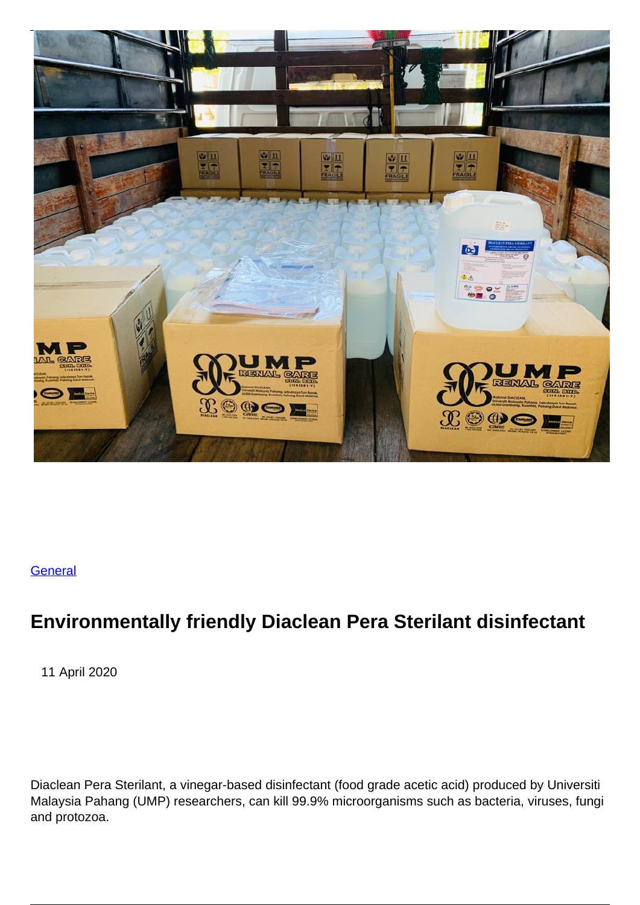General

## Environmentally friendly Diaclean Pera Sterilant disinfectant

11 April 2020

Diaclean Pera Sterilant, a vinegar-based disinfectant (food grade acetic acid) produced by Universiti Malaysia Pahang (UMP) researchers, can kill 99.9% microorganisms such as bacteria, viruses, fungi and protozoa.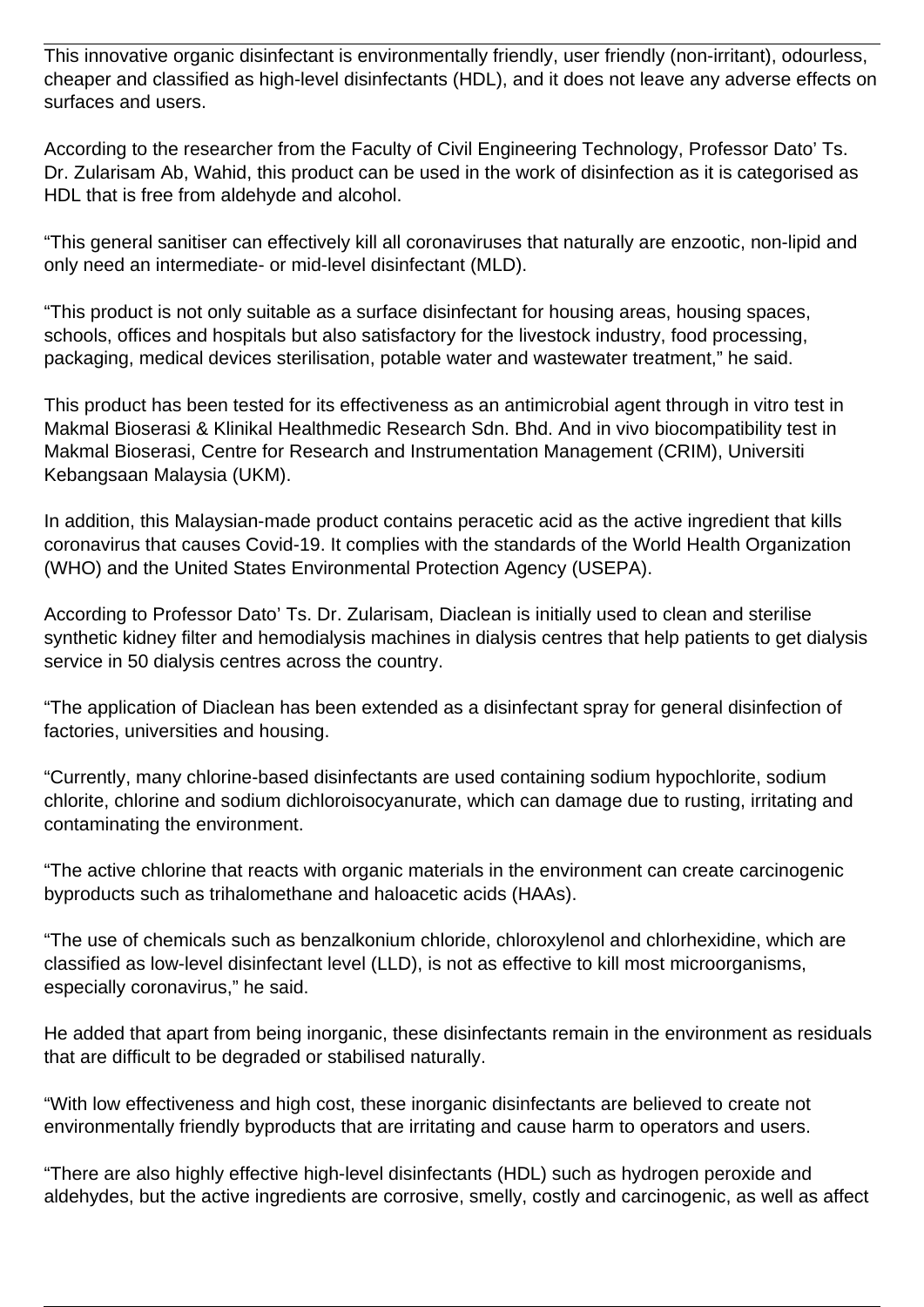This innovative organic disinfectant is environmentally friendly, user friendly (non-irritant), odourless, cheaper and classified as high-level disinfectants (HDL), and it does not leave any adverse effects on surfaces and users.

According to the researcher from the Faculty of Civil Engineering Technology, Professor Dato' Ts. Dr. Zularisam Ab, Wahid, this product can be used in the work of disinfection as it is categorised as HDL that is free from aldehyde and alcohol.

"This general sanitiser can effectively kill all coronaviruses that naturally are enzootic, non-lipid and only need an intermediate- or mid-level disinfectant (MLD).

"This product is not only suitable as a surface disinfectant for housing areas, housing spaces, schools, offices and hospitals but also satisfactory for the livestock industry, food processing, packaging, medical devices sterilisation, potable water and wastewater treatment," he said.

This product has been tested for its effectiveness as an antimicrobial agent through in vitro test in Makmal Bioserasi & Klinikal Healthmedic Research Sdn. Bhd. And in vivo biocompatibility test in Makmal Bioserasi, Centre for Research and Instrumentation Management (CRIM), Universiti Kebangsaan Malaysia (UKM).

In addition, this Malaysian-made product contains peracetic acid as the active ingredient that kills coronavirus that causes Covid-19. It complies with the standards of the World Health Organization (WHO) and the United States Environmental Protection Agency (USEPA).

According to Professor Dato' Ts. Dr. Zularisam, Diaclean is initially used to clean and sterilise synthetic kidney filter and hemodialysis machines in dialysis centres that help patients to get dialysis service in 50 dialysis centres across the country.

"The application of Diaclean has been extended as a disinfectant spray for general disinfection of factories, universities and housing.

"Currently, many chlorine-based disinfectants are used containing sodium hypochlorite, sodium chlorite, chlorine and sodium dichloroisocyanurate, which can damage due to rusting, irritating and contaminating the environment.

"The active chlorine that reacts with organic materials in the environment can create carcinogenic byproducts such as trihalomethane and haloacetic acids (HAAs).

"The use of chemicals such as benzalkonium chloride, chloroxylenol and chlorhexidine, which are classified as low-level disinfectant level (LLD), is not as effective to kill most microorganisms, especially coronavirus," he said.

He added that apart from being inorganic, these disinfectants remain in the environment as residuals that are difficult to be degraded or stabilised naturally.

"With low effectiveness and high cost, these inorganic disinfectants are believed to create not environmentally friendly byproducts that are irritating and cause harm to operators and users.

"There are also highly effective high-level disinfectants (HDL) such as hydrogen peroxide and aldehydes, but the active ingredients are corrosive, smelly, costly and carcinogenic, as well as affect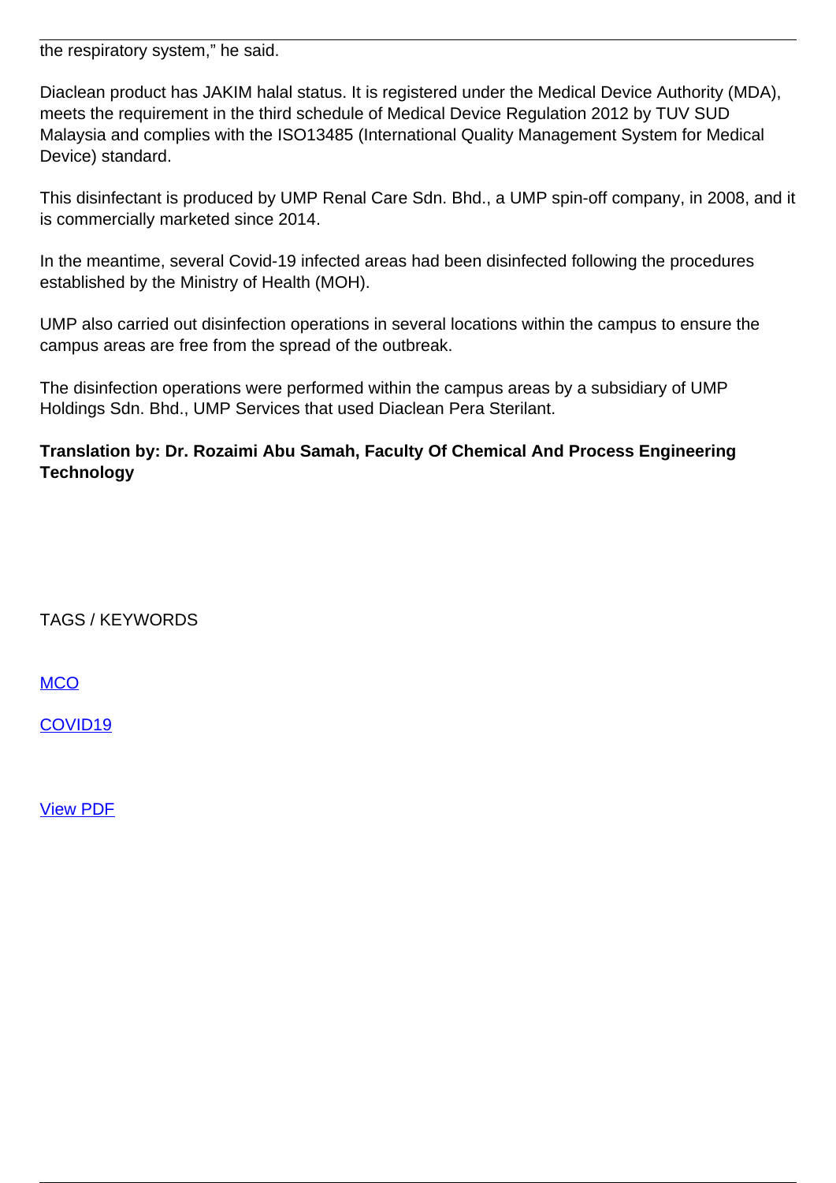the respiratory system," he said.

Diaclean product has JAKIM halal status. It is registered under the Medical Device Authority (MDA), meets the requirement in the third schedule of Medical Device Regulation 2012 by TUV SUD Malaysia and complies with the ISO13485 (International Quality Management System for Medical Device) standard.

This disinfectant is produced by UMP Renal Care Sdn. Bhd., a UMP spin-off company, in 2008, and it is commercially marketed since 2014.

In the meantime, several Covid-19 infected areas had been disinfected following the procedures established by the Ministry of Health (MOH).

UMP also carried out disinfection operations in several locations within the campus to ensure the campus areas are free from the spread of the outbreak.

The disinfection operations were performed within the campus areas by a subsidiary of UMP Holdings Sdn. Bhd., UMP Services that used Diaclean Pera Sterilant.

**Translation by: Dr. Rozaimi Abu Samah, Faculty Of Chemical And Process Engineering Technology**

TAGS / KEYWORDS

MCO

COVID19

View PDF